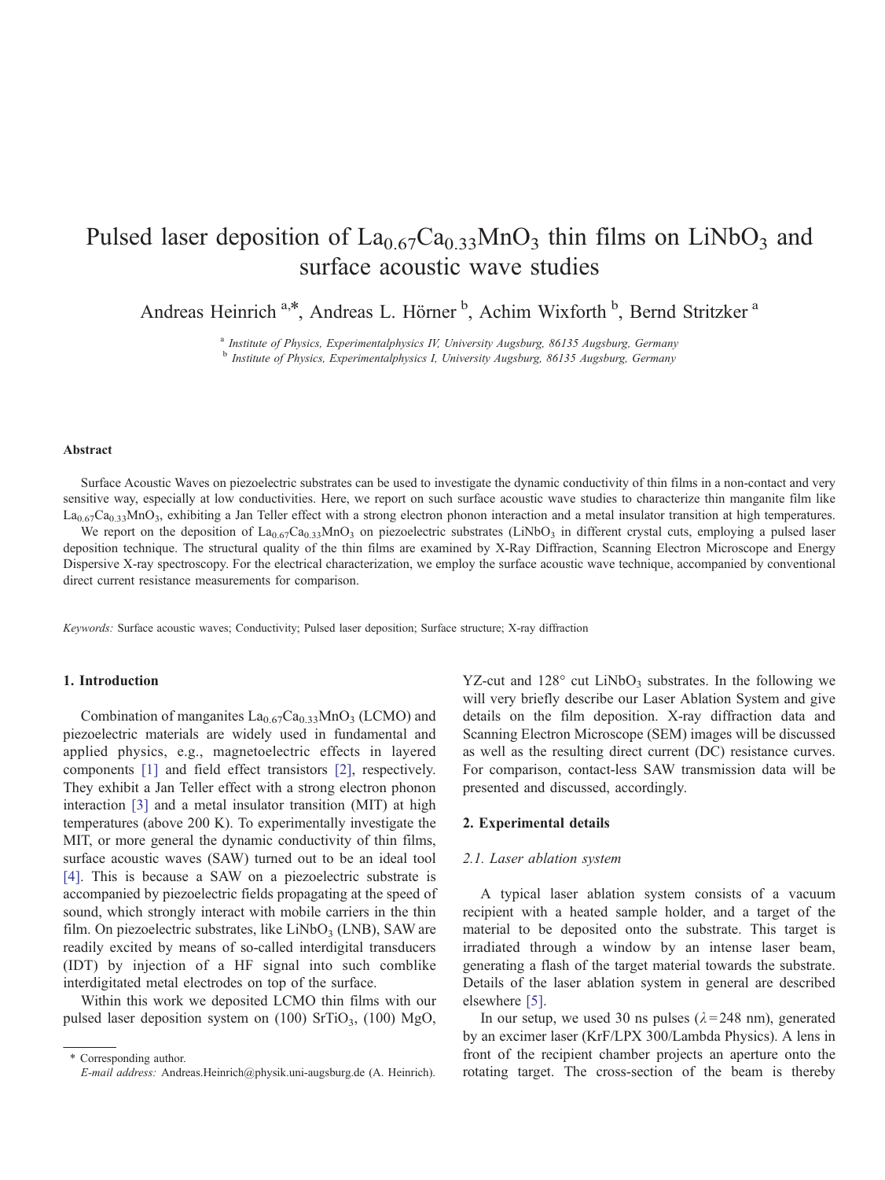# Pulsed laser deposition of $La_{0.67}Ca_{0.33}MnO_3$ thin films on $LiNbO_3$ and surface acoustic wave studies

Andreas Heinrich [a,*], Andreas L. Hörner [b], Achim Wixforth [b], Bernd Stritzker [a]

[a] *Institute of Physics, Experimentalphysics IV, University Augsburg, 86135 Augsburg, Germany*
[b] *Institute of Physics, Experimentalphysics I, University Augsburg, 86135 Augsburg, Germany*

### Abstract

Surface Acoustic Waves on piezoelectric substrates can be used to investigate the dynamic conductivity of thin films in a non-contact and very sensitive way, especially at low conductivities. Here, we report on such surface acoustic wave studies to characterize thin manganite film like $La_{0.67}Ca_{0.33}MnO_3$, exhibiting a Jan Teller effect with a strong electron phonon interaction and a metal insulator transition at high temperatures.

We report on the deposition of $La_{0.67}Ca_{0.33}MnO_3$ on piezoelectric substrates ($LiNbO_3$ in different crystal cuts, employing a pulsed laser deposition technique. The structural quality of the thin films are examined by X-Ray Diffraction, Scanning Electron Microscope and Energy Dispersive X-ray spectroscopy. For the electrical characterization, we employ the surface acoustic wave technique, accompanied by conventional direct current resistance measurements for comparison.

*Keywords:* Surface acoustic waves; Conductivity; Pulsed laser deposition; Surface structure; X-ray diffraction

## 1. Introduction

Combination of manganites $La_{0.67}Ca_{0.33}MnO_3$ (LCMO) and piezoelectric materials are widely used in fundamental and applied physics, e.g., magnetoelectric effects in layered components [1] and field effect transistors [2], respectively. They exhibit a Jan Teller effect with a strong electron phonon interaction [3] and a metal insulator transition (MIT) at high temperatures (above 200 K). To experimentally investigate the MIT, or more general the dynamic conductivity of thin films, surface acoustic waves (SAW) turned out to be an ideal tool [4]. This is because a SAW on a piezoelectric substrate is accompanied by piezoelectric fields propagating at the speed of sound, which strongly interact with mobile carriers in the thin film. On piezoelectric substrates, like $LiNbO_3$ (LNB), SAW are readily excited by means of so-called interdigital transducers (IDT) by injection of a HF signal into such comblike interdigitated metal electrodes on top of the surface.

Within this work we deposited LCMO thin films with our pulsed laser deposition system on (100) $SrTiO_3$, (100) MgO, YZ-cut and 128° cut $LiNbO_3$ substrates. In the following we will very briefly describe our Laser Ablation System and give details on the film deposition. X-ray diffraction data and Scanning Electron Microscope (SEM) images will be discussed as well as the resulting direct current (DC) resistance curves. For comparison, contact-less SAW transmission data will be presented and discussed, accordingly.

## 2. Experimental details

### 2.1. Laser ablation system

A typical laser ablation system consists of a vacuum recipient with a heated sample holder, and a target of the material to be deposited onto the substrate. This target is irradiated through a window by an intense laser beam, generating a flash of the target material towards the substrate. Details of the laser ablation system in general are described elsewhere [5].

In our setup, we used 30 ns pulses ($\lambda = 248$ nm), generated by an excimer laser (KrF/LPX 300/Lambda Physics). A lens in front of the recipient chamber projects an aperture onto the rotating target. The cross-section of the beam is thereby

* Corresponding author.
*E-mail address:* Andreas.Heinrich@physik.uni-augsburg.de (A. Heinrich).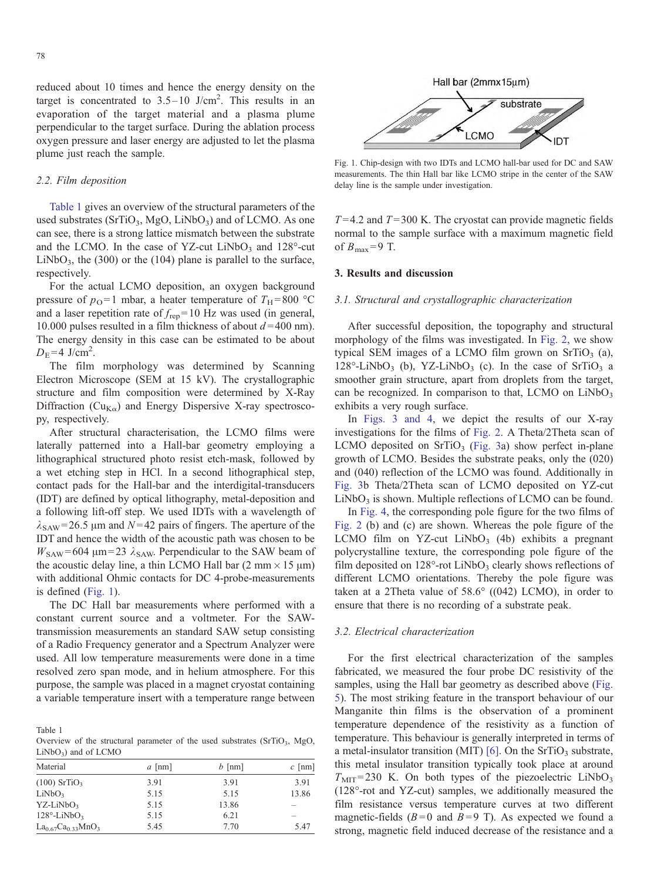reduced about 10 times and hence the energy density on the target is concentrated to 3.5–10 J/cm$^2$. This results in an evaporation of the target material and a plasma plume perpendicular to the target surface. During the ablation process oxygen pressure and laser energy are adjusted to let the plasma plume just reach the sample.

### 2.2. Film deposition

Table 1 gives an overview of the structural parameters of the used substrates ($SrTiO_3$, MgO, $LiNbO_3$) and of LCMO. As one can see, there is a strong lattice mismatch between the substrate and the LCMO. In the case of YZ-cut $LiNbO_3$ and 128°-cut $LiNbO_3$, the (300) or the (104) plane is parallel to the surface, respectively.

For the actual LCMO deposition, an oxygen background pressure of $p_O$=1 mbar, a heater temperature of $T_H$=800 °C and a laser repetition rate of $f_{rep}$=10 Hz was used (in general, 10.000 pulses resulted in a film thickness of about $d$=400 nm). The energy density in this case can be estimated to be about $D_E$=4 J/cm$^2$.

The film morphology was determined by Scanning Electron Microscope (SEM at 15 kV). The crystallographic structure and film composition were determined by X-Ray Diffraction ($Cu_{K\alpha}$) and Energy Dispersive X-ray spectroscopy, respectively.

After structural characterisation, the LCMO films were laterally patterned into a Hall-bar geometry employing a lithographical structured photo resist etch-mask, followed by a wet etching step in HCl. In a second lithographical step, contact pads for the Hall-bar and the interdigital-transducers (IDT) are defined by optical lithography, metal-deposition and a following lift-off step. We used IDTs with a wavelength of $\lambda_{SAW}$=26.5 μm and $N$=42 pairs of fingers. The aperture of the IDT and hence the width of the acoustic path was chosen to be $W_{SAW}$=604 μm=23 $\lambda_{SAW}$. Perpendicular to the SAW beam of the acoustic delay line, a thin LCMO Hall bar (2 mm × 15 μm) with additional Ohmic contacts for DC 4-probe-measurements is defined (Fig. 1).

The DC Hall bar measurements where performed with a constant current source and a voltmeter. For the SAW-transmission measurements an standard SAW setup consisting of a Radio Frequency generator and a Spectrum Analyzer were used. All low temperature measurements were done in a time resolved zero span mode, and in helium atmosphere. For this purpose, the sample was placed in a magnet cryostat containing a variable temperature insert with a temperature range between $T$=4.2 and $T$=300 K. The cryostat can provide magnetic fields normal to the sample surface with a maximum magnetic field of $B_{max}$=9 T.

Table 1
Overview of the structural parameter of the used substrates ($SrTiO_3$, MgO, $LiNbO_3$) and of LCMO

| Material | $a$ [nm] | $b$ [nm] | $c$ [nm] |
|---|---|---|---|
| (100) $SrTiO_3$ | 3.91 | 3.91 | 3.91 |
| $LiNbO_3$ | 5.15 | 5.15 | 13.86 |
| YZ-$LiNbO_3$ | 5.15 | 13.86 | – |
| 128°-$LiNbO_3$ | 5.15 | 6.21 | – |
| $La_{0.67}Ca_{0.33}MnO_3$ | 5.45 | 7.70 | 5.47 |

Fig. 1. Chip-design with two IDTs and LCMO hall-bar used for DC and SAW measurements. The thin Hall bar like LCMO stripe in the center of the SAW delay line is the sample under investigation.

## 3. Results and discussion

### 3.1. Structural and crystallographic characterization

After successful deposition, the topography and structural morphology of the films was investigated. In Fig. 2, we show typical SEM images of a LCMO film grown on $SrTiO_3$ (a), 128°-$LiNbO_3$ (b), YZ-$LiNbO_3$ (c). In the case of $SrTiO_3$ a smoother grain structure, apart from droplets from the target, can be recognized. In comparison to that, LCMO on $LiNbO_3$ exhibits a very rough surface.

In Figs. 3 and 4, we depict the results of our X-ray investigations for the films of Fig. 2. A Theta/2Theta scan of LCMO deposited on $SrTiO_3$ (Fig. 3a) show perfect in-plane growth of LCMO. Besides the substrate peaks, only the (020) and (040) reflection of the LCMO was found. Additionally in Fig. 3b Theta/2Theta scan of LCMO deposited on YZ-cut $LiNbO_3$ is shown. Multiple reflections of LCMO can be found.

In Fig. 4, the corresponding pole figure for the two films of Fig. 2 (b) and (c) are shown. Whereas the pole figure of the LCMO film on YZ-cut $LiNbO_3$ (4b) exhibits a pregnant polycrystalline texture, the corresponding pole figure of the film deposited on 128°-rot $LiNbO_3$ clearly shows reflections of different LCMO orientations. Thereby the pole figure was taken at a 2Theta value of 58.6° ((042) LCMO), in order to ensure that there is no recording of a substrate peak.

### 3.2. Electrical characterization

For the first electrical characterization of the samples fabricated, we measured the four probe DC resistivity of the samples, using the Hall bar geometry as described above (Fig. 5). The most striking feature in the transport behaviour of our Manganite thin films is the observation of a prominent temperature dependence of the resistivity as a function of temperature. This behaviour is generally interpreted in terms of a metal-insulator transition (MIT) [6]. On the $SrTiO_3$ substrate, this metal insulator transition typically took place at around $T_{MIT}$=230 K. On both types of the piezoelectric $LiNbO_3$ (128°-rot and YZ-cut) samples, we additionally measured the film resistance versus temperature curves at two different magnetic-fields ($B$=0 and $B$=9 T). As expected we found a strong, magnetic field induced decrease of the resistance and a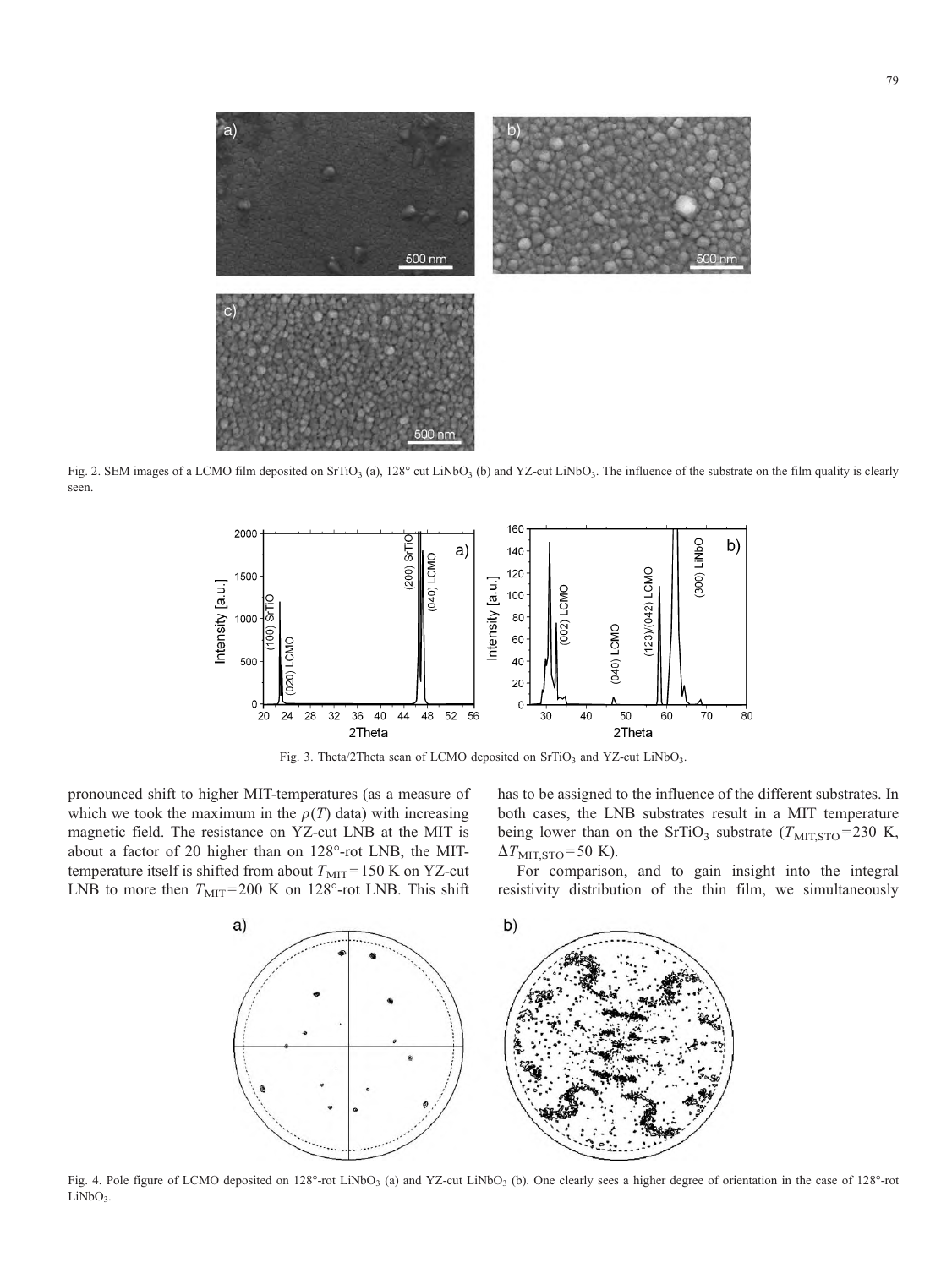Fig. 2. SEM images of a LCMO film deposited on $SrTiO_3$ (a), 128° cut $LiNbO_3$ (b) and YZ-cut $LiNbO_3$. The influence of the substrate on the film quality is clearly seen.

Fig. 3. Theta/2Theta scan of LCMO deposited on $SrTiO_3$ and YZ-cut $LiNbO_3$.

pronounced shift to higher MIT-temperatures (as a measure of which we took the maximum in the $\rho(T)$ data) with increasing magnetic field. The resistance on YZ-cut LNB at the MIT is about a factor of 20 higher than on 128°-rot LNB, the MIT-temperature itself is shifted from about $T_{\mathrm{MIT}}=150$ K on YZ-cut LNB to more then $T_{\mathrm{MIT}}=200$ K on 128°-rot LNB. This shift has to be assigned to the influence of the different substrates. In both cases, the LNB substrates result in a MIT temperature being lower than on the $SrTiO_3$ substrate ($T_{\mathrm{MIT,STO}}=230$ K, $\Delta T_{\mathrm{MIT,STO}}=50$ K).

For comparison, and to gain insight into the integral resistivity distribution of the thin film, we simultaneously

Fig. 4. Pole figure of LCMO deposited on 128°-rot $LiNbO_3$ (a) and YZ-cut $LiNbO_3$ (b). One clearly sees a higher degree of orientation in the case of 128°-rot $LiNbO_3$.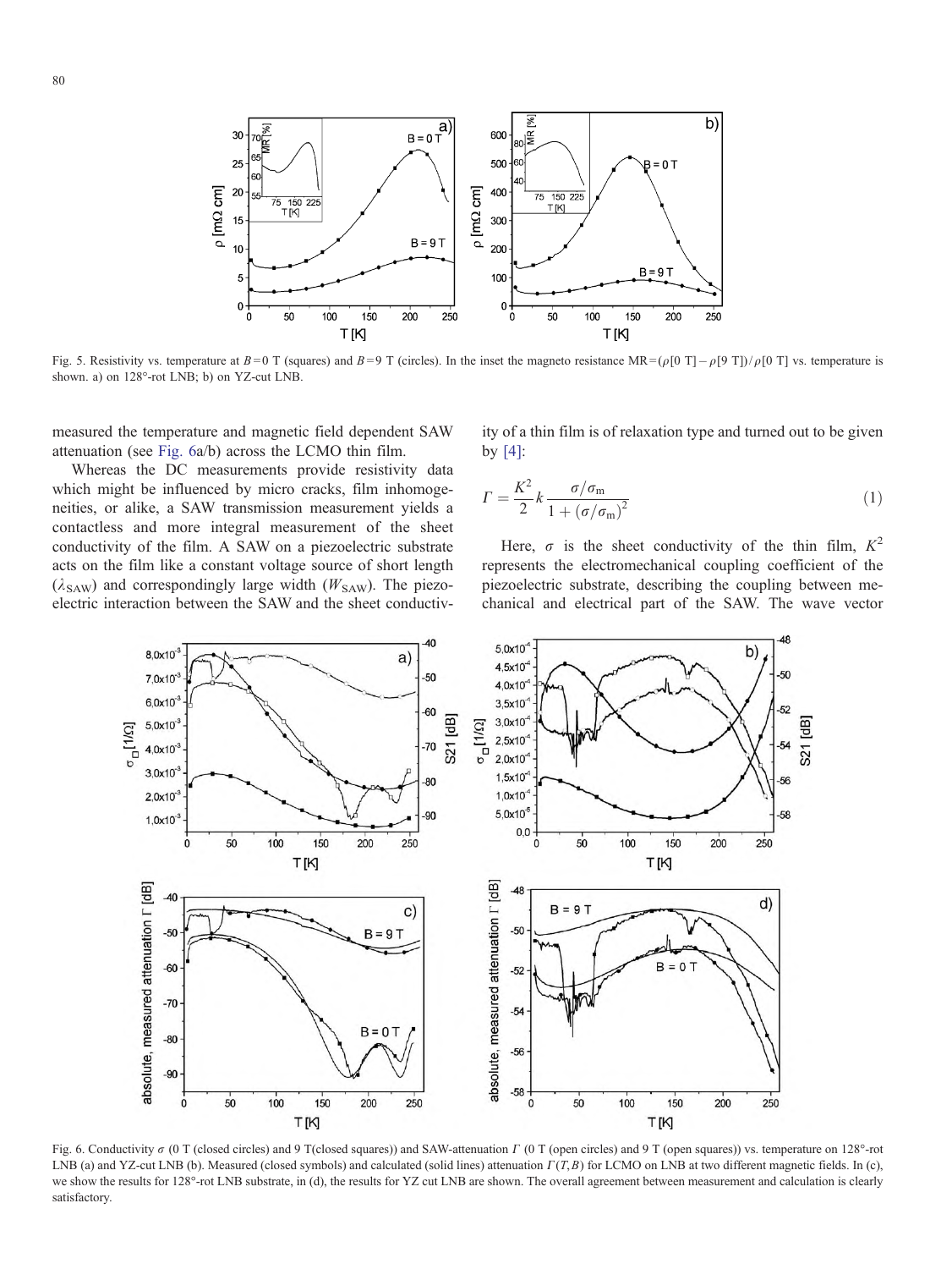Fig. 5. Resistivity vs. temperature at $B=0$ T (squares) and $B=9$ T (circles). In the inset the magneto resistance MR=($\rho$[0 T] − $\rho$[9 T])/$\rho$[0 T] vs. temperature is shown. a) on 128°-rot LNB; b) on YZ-cut LNB.

measured the temperature and magnetic field dependent SAW attenuation (see Fig. 6a/b) across the LCMO thin film.

Whereas the DC measurements provide resistivity data which might be influenced by micro cracks, film inhomogeneities, or alike, a SAW transmission measurement yields a contactless and more integral measurement of the sheet conductivity of the film. A SAW on a piezoelectric substrate acts on the film like a constant voltage source of short length ($\lambda_{SAW}$) and correspondingly large width ($W_{SAW}$). The piezoelectric interaction between the SAW and the sheet conductivity of a thin film is of relaxation type and turned out to be given by [4]:

$$\Gamma = \frac{K^2}{2} k \frac{\sigma/\sigma_m}{1 + (\sigma/\sigma_m)^2} \tag{1}$$

Here, $\sigma$ is the sheet conductivity of the thin film, $K^2$ represents the electromechanical coupling coefficient of the piezoelectric substrate, describing the coupling between mechanical and electrical part of the SAW. The wave vector

Fig. 6. Conductivity $\sigma$ (0 T (closed circles) and 9 T(closed squares)) and SAW-attenuation $\Gamma$ (0 T (open circles) and 9 T (open squares)) vs. temperature on 128°-rot LNB (a) and YZ-cut LNB (b). Measured (closed symbols) and calculated (solid lines) attenuation $\Gamma(T,B)$ for LCMO on LNB at two different magnetic fields. In (c), we show the results for 128°-rot LNB substrate, in (d), the results for YZ cut LNB are shown. The overall agreement between measurement and calculation is clearly satisfactory.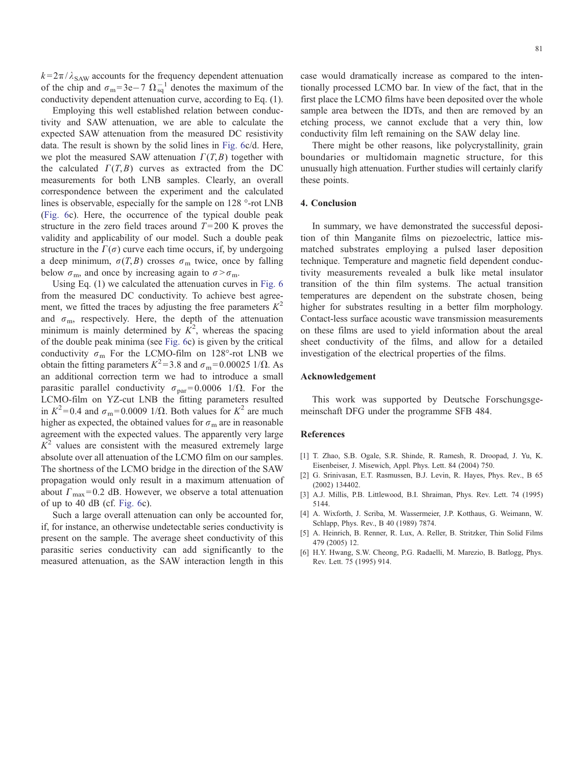$k=2\pi/\lambda_{SAW}$ accounts for the frequency dependent attenuation of the chip and $\sigma_m=3e-7\ \Omega_{sq}^{-1}$ denotes the maximum of the conductivity dependent attenuation curve, according to Eq. (1).

Employing this well established relation between conductivity and SAW attenuation, we are able to calculate the expected SAW attenuation from the measured DC resistivity data. The result is shown by the solid lines in Fig. 6c/d. Here, we plot the measured SAW attenuation $\Gamma(T,B)$ together with the calculated $\Gamma(T,B)$ curves as extracted from the DC measurements for both LNB samples. Clearly, an overall correspondence between the experiment and the calculated lines is observable, especially for the sample on 128 °-rot LNB (Fig. 6c). Here, the occurrence of the typical double peak structure in the zero field traces around $T=200$ K proves the validity and applicability of our model. Such a double peak structure in the $\Gamma(\sigma)$ curve each time occurs, if, by undergoing a deep minimum, $\sigma(T,B)$ crosses $\sigma_m$ twice, once by falling below $\sigma_m$, and once by increasing again to $\sigma>\sigma_m$.

Using Eq. (1) we calculated the attenuation curves in Fig. 6 from the measured DC conductivity. To achieve best agreement, we fitted the traces by adjusting the free parameters $K^2$ and $\sigma_m$, respectively. Here, the depth of the attenuation minimum is mainly determined by $K^2$, whereas the spacing of the double peak minima (see Fig. 6c) is given by the critical conductivity $\sigma_m$ For the LCMO-film on 128°-rot LNB we obtain the fitting parameters $K^2=3.8$ and $\sigma_m=0.00025\ 1/\Omega$. As an additional correction term we had to introduce a small parasitic parallel conductivity $\sigma_{par}=0.0006\ 1/\Omega$. For the LCMO-film on YZ-cut LNB the fitting parameters resulted in $K^2=0.4$ and $\sigma_m=0.0009\ 1/\Omega$. Both values for $K^2$ are much higher as expected, the obtained values for $\sigma_m$ are in reasonable agreement with the expected values. The apparently very large $K^2$ values are consistent with the measured extremely large absolute over all attenuation of the LCMO film on our samples. The shortness of the LCMO bridge in the direction of the SAW propagation would only result in a maximum attenuation of about $\Gamma_{max}=0.2$ dB. However, we observe a total attenuation of up to 40 dB (cf. Fig. 6c).

Such a large overall attenuation can only be accounted for, if, for instance, an otherwise undetectable series conductivity is present on the sample. The average sheet conductivity of this parasitic series conductivity can add significantly to the measured attenuation, as the SAW interaction length in this case would dramatically increase as compared to the intentionally processed LCMO bar. In view of the fact, that in the first place the LCMO films have been deposited over the whole sample area between the IDTs, and then are removed by an etching process, we cannot exclude that a very thin, low conductivity film left remaining on the SAW delay line.

There might be other reasons, like polycrystallinity, grain boundaries or multidomain magnetic structure, for this unusually high attenuation. Further studies will certainly clarify these points.

## 4. Conclusion

In summary, we have demonstrated the successful deposition of thin Manganite films on piezoelectric, lattice mismatched substrates employing a pulsed laser deposition technique. Temperature and magnetic field dependent conductivity measurements revealed a bulk like metal insulator transition of the thin film systems. The actual transition temperatures are dependent on the substrate chosen, being higher for substrates resulting in a better film morphology. Contact-less surface acoustic wave transmission measurements on these films are used to yield information about the areal sheet conductivity of the films, and allow for a detailed investigation of the electrical properties of the films.

## Acknowledgement

This work was supported by Deutsche Forschungsgemeinschaft DFG under the programme SFB 484.

## References

[1] T. Zhao, S.B. Ogale, S.R. Shinde, R. Ramesh, R. Droopad, J. Yu, K. Eisenbeiser, J. Misewich, Appl. Phys. Lett. 84 (2004) 750.

[2] G. Srinivasan, E.T. Rasmussen, B.J. Levin, R. Hayes, Phys. Rev., B 65 (2002) 134402.

[3] A.J. Millis, P.B. Littlewood, B.I. Shraiman, Phys. Rev. Lett. 74 (1995) 5144.

[4] A. Wixforth, J. Scriba, M. Wassermeier, J.P. Kotthaus, G. Weimann, W. Schlapp, Phys. Rev., B 40 (1989) 7874.

[5] A. Heinrich, B. Renner, R. Lux, A. Reller, B. Stritzker, Thin Solid Films 479 (2005) 12.

[6] H.Y. Hwang, S.W. Cheong, P.G. Radaelli, M. Marezio, B. Batlogg, Phys. Rev. Lett. 75 (1995) 914.